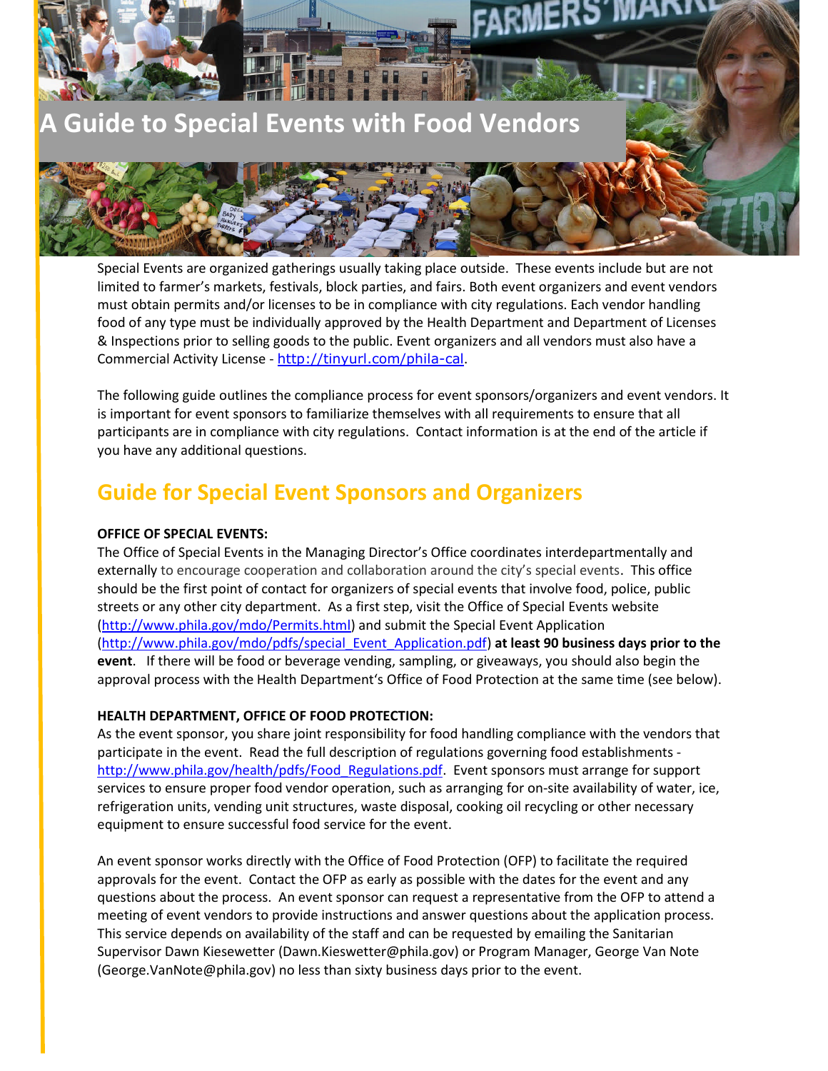# A Guide to Special Events with Food Vendors

Special Events are organized gatherings usually taking place outside. These events include but are not limited to farmer's markets, festivals, block parties, and fairs. Both event organizers and event vendors must obtain permits and/or licenses to be in compliance with city regulations. Each vendor handling food of any type must be individually approved by the Health Department and Department of Licenses & Inspections prior to selling goods to the public. Event organizers and all vendors must also have a Commercial Activity License - http://tinyurl.com/phila-cal.

The following guide outlines the compliance process for event sponsors/organizers and event vendors. It is important for event sponsors to familiarize themselves with all requirements to ensure that all participants are in compliance with city regulations. Contact information is at the end of the article if you have any additional questions.

## Guide for Special Event Sponsors and Organizers

**OFFICE OF SPECIAL EVENTS:**

The Office of Special Events in the Managing Director's Office coordinates interdepartmentally and externally to encourage cooperation and collaboration around the city's special events. This office should be the first point of contact for organizers of special events that involve food, police, public streets or any other city department. As a first step, visit the Office of Special Events website (http://www.phila.gov/mdo/Permits.html) and submit the Special Event Application (http://www.phila.gov/mdo/pdfs/special_Event_Application.pdf) **at least 90 business days prior to the event**. If there will be food or beverage vending, sampling, or giveaways, you should also begin the approval process with the Health Department's Office of Food Protection at the same time (see below).

**HEALTH DEPARTMENT, OFFICE OF FOOD PROTECTION:**

As the event sponsor, you share joint responsibility for food handling compliance with the vendors that participate in the event. Read the full description of regulations governing food establishments - http://www.phila.gov/health/pdfs/Food_Regulations.pdf. Event sponsors must arrange for support services to ensure proper food vendor operation, such as arranging for on-site availability of water, ice, refrigeration units, vending unit structures, waste disposal, cooking oil recycling or other necessary equipment to ensure successful food service for the event.

An event sponsor works directly with the Office of Food Protection (OFP) to facilitate the required approvals for the event. Contact the OFP as early as possible with the dates for the event and any questions about the process. An event sponsor can request a representative from the OFP to attend a meeting of event vendors to provide instructions and answer questions about the application process. This service depends on availability of the staff and can be requested by emailing the Sanitarian Supervisor Dawn Kiesewetter (Dawn.Kieswetter@phila.gov) or Program Manager, George Van Note (George.VanNote@phila.gov) no less than sixty business days prior to the event.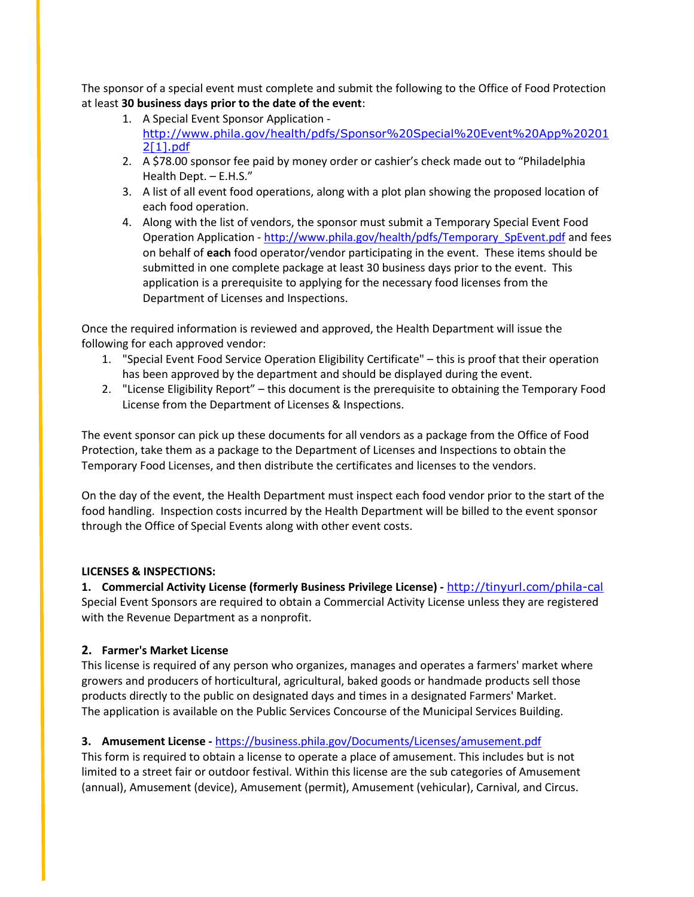The sponsor of a special event must complete and submit the following to the Office of Food Protection at least **30 business days prior to the date of the event**:

1. A Special Event Sponsor Application - http://www.phila.gov/health/pdfs/Sponsor%20Special%20Event%20App%202012[1].pdf
2. A $78.00 sponsor fee paid by money order or cashier's check made out to "Philadelphia Health Dept. – E.H.S."
3. A list of all event food operations, along with a plot plan showing the proposed location of each food operation.
4. Along with the list of vendors, the sponsor must submit a Temporary Special Event Food Operation Application - http://www.phila.gov/health/pdfs/Temporary_SpEvent.pdf and fees on behalf of **each** food operator/vendor participating in the event. These items should be submitted in one complete package at least 30 business days prior to the event. This application is a prerequisite to applying for the necessary food licenses from the Department of Licenses and Inspections.

Once the required information is reviewed and approved, the Health Department will issue the following for each approved vendor:

1. "Special Event Food Service Operation Eligibility Certificate" – this is proof that their operation has been approved by the department and should be displayed during the event.
2. "License Eligibility Report" – this document is the prerequisite to obtaining the Temporary Food License from the Department of Licenses & Inspections.

The event sponsor can pick up these documents for all vendors as a package from the Office of Food Protection, take them as a package to the Department of Licenses and Inspections to obtain the Temporary Food Licenses, and then distribute the certificates and licenses to the vendors.

On the day of the event, the Health Department must inspect each food vendor prior to the start of the food handling. Inspection costs incurred by the Health Department will be billed to the event sponsor through the Office of Special Events along with other event costs.

**LICENSES & INSPECTIONS:**

**1. Commercial Activity License (formerly Business Privilege License) -** http://tinyurl.com/phila-cal
Special Event Sponsors are required to obtain a Commercial Activity License unless they are registered with the Revenue Department as a nonprofit.

**2. Farmer's Market License**
This license is required of any person who organizes, manages and operates a farmers' market where growers and producers of horticultural, agricultural, baked goods or handmade products sell those products directly to the public on designated days and times in a designated Farmers' Market. The application is available on the Public Services Concourse of the Municipal Services Building.

**3. Amusement License -** https://business.phila.gov/Documents/Licenses/amusement.pdf
This form is required to obtain a license to operate a place of amusement. This includes but is not limited to a street fair or outdoor festival. Within this license are the sub categories of Amusement (annual), Amusement (device), Amusement (permit), Amusement (vehicular), Carnival, and Circus.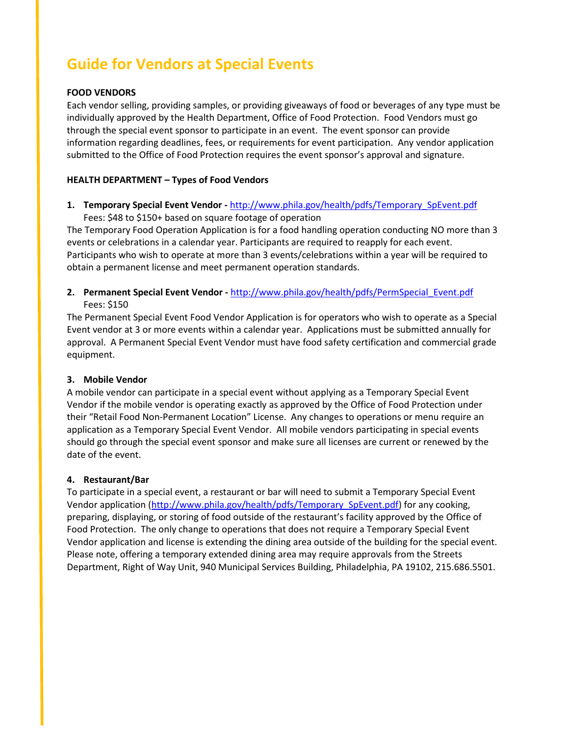# Guide for Vendors at Special Events

**FOOD VENDORS**

Each vendor selling, providing samples, or providing giveaways of food or beverages of any type must be individually approved by the Health Department, Office of Food Protection. Food Vendors must go through the special event sponsor to participate in an event. The event sponsor can provide information regarding deadlines, fees, or requirements for event participation. Any vendor application submitted to the Office of Food Protection requires the event sponsor's approval and signature.

**HEALTH DEPARTMENT – Types of Food Vendors**

1. **Temporary Special Event Vendor -** http://www.phila.gov/health/pdfs/Temporary_SpEvent.pdf
   Fees: $48 to $150+ based on square footage of operation

The Temporary Food Operation Application is for a food handling operation conducting NO more than 3 events or celebrations in a calendar year. Participants are required to reapply for each event. Participants who wish to operate at more than 3 events/celebrations within a year will be required to obtain a permanent license and meet permanent operation standards.

2. **Permanent Special Event Vendor -** http://www.phila.gov/health/pdfs/PermSpecial_Event.pdf
   Fees: $150

The Permanent Special Event Food Vendor Application is for operators who wish to operate as a Special Event vendor at 3 or more events within a calendar year. Applications must be submitted annually for approval. A Permanent Special Event Vendor must have food safety certification and commercial grade equipment.

3. **Mobile Vendor**

A mobile vendor can participate in a special event without applying as a Temporary Special Event Vendor if the mobile vendor is operating exactly as approved by the Office of Food Protection under their "Retail Food Non-Permanent Location" License. Any changes to operations or menu require an application as a Temporary Special Event Vendor. All mobile vendors participating in special events should go through the special event sponsor and make sure all licenses are current or renewed by the date of the event.

4. **Restaurant/Bar**

To participate in a special event, a restaurant or bar will need to submit a Temporary Special Event Vendor application (http://www.phila.gov/health/pdfs/Temporary_SpEvent.pdf) for any cooking, preparing, displaying, or storing of food outside of the restaurant's facility approved by the Office of Food Protection. The only change to operations that does not require a Temporary Special Event Vendor application and license is extending the dining area outside of the building for the special event. Please note, offering a temporary extended dining area may require approvals from the Streets Department, Right of Way Unit, 940 Municipal Services Building, Philadelphia, PA 19102, 215.686.5501.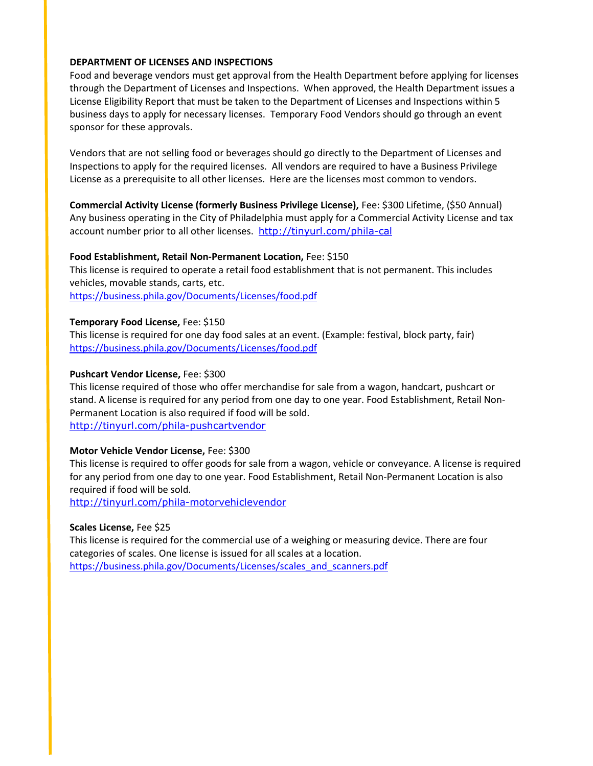## DEPARTMENT OF LICENSES AND INSPECTIONS

Food and beverage vendors must get approval from the Health Department before applying for licenses through the Department of Licenses and Inspections. When approved, the Health Department issues a License Eligibility Report that must be taken to the Department of Licenses and Inspections within 5 business days to apply for necessary licenses. Temporary Food Vendors should go through an event sponsor for these approvals.

Vendors that are not selling food or beverages should go directly to the Department of Licenses and Inspections to apply for the required licenses. All vendors are required to have a Business Privilege License as a prerequisite to all other licenses. Here are the licenses most common to vendors.

**Commercial Activity License (formerly Business Privilege License),** Fee: $300 Lifetime, ($50 Annual)
Any business operating in the City of Philadelphia must apply for a Commercial Activity License and tax account number prior to all other licenses. http://tinyurl.com/phila-cal

**Food Establishment, Retail Non-Permanent Location,** Fee: $150
This license is required to operate a retail food establishment that is not permanent. This includes vehicles, movable stands, carts, etc.
https://business.phila.gov/Documents/Licenses/food.pdf

**Temporary Food License,** Fee: $150
This license is required for one day food sales at an event. (Example: festival, block party, fair)
https://business.phila.gov/Documents/Licenses/food.pdf

**Pushcart Vendor License,** Fee: $300
This license required of those who offer merchandise for sale from a wagon, handcart, pushcart or stand. A license is required for any period from one day to one year. Food Establishment, Retail Non-Permanent Location is also required if food will be sold.
http://tinyurl.com/phila-pushcartvendor

**Motor Vehicle Vendor License,** Fee: $300
This license is required to offer goods for sale from a wagon, vehicle or conveyance. A license is required for any period from one day to one year. Food Establishment, Retail Non-Permanent Location is also required if food will be sold.
http://tinyurl.com/phila-motorvehiclevendor

**Scales License,** Fee $25
This license is required for the commercial use of a weighing or measuring device. There are four categories of scales. One license is issued for all scales at a location.
https://business.phila.gov/Documents/Licenses/scales_and_scanners.pdf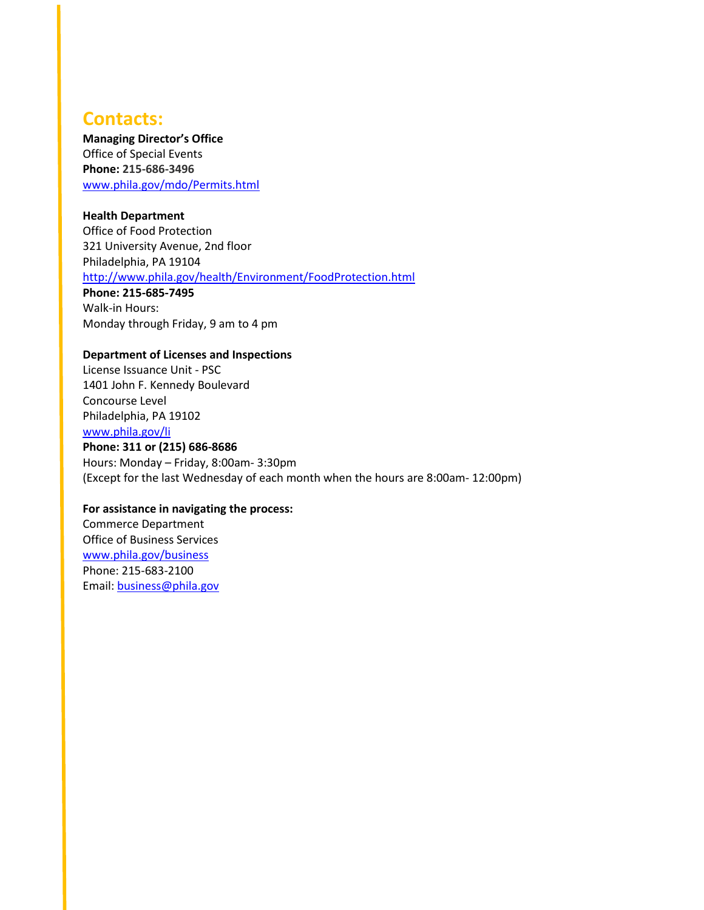## Contacts:

**Managing Director's Office**
Office of Special Events
**Phone: 215-686-3496**
www.phila.gov/mdo/Permits.html

**Health Department**
Office of Food Protection
321 University Avenue, 2nd floor
Philadelphia, PA 19104
http://www.phila.gov/health/Environment/FoodProtection.html
**Phone: 215-685-7495**
Walk-in Hours:
Monday through Friday, 9 am to 4 pm

**Department of Licenses and Inspections**
License Issuance Unit - PSC
1401 John F. Kennedy Boulevard
Concourse Level
Philadelphia, PA 19102
www.phila.gov/li
**Phone: 311 or (215) 686-8686**
Hours: Monday – Friday, 8:00am- 3:30pm
(Except for the last Wednesday of each month when the hours are 8:00am- 12:00pm)

**For assistance in navigating the process:**
Commerce Department
Office of Business Services
www.phila.gov/business
Phone: 215-683-2100
Email: business@phila.gov